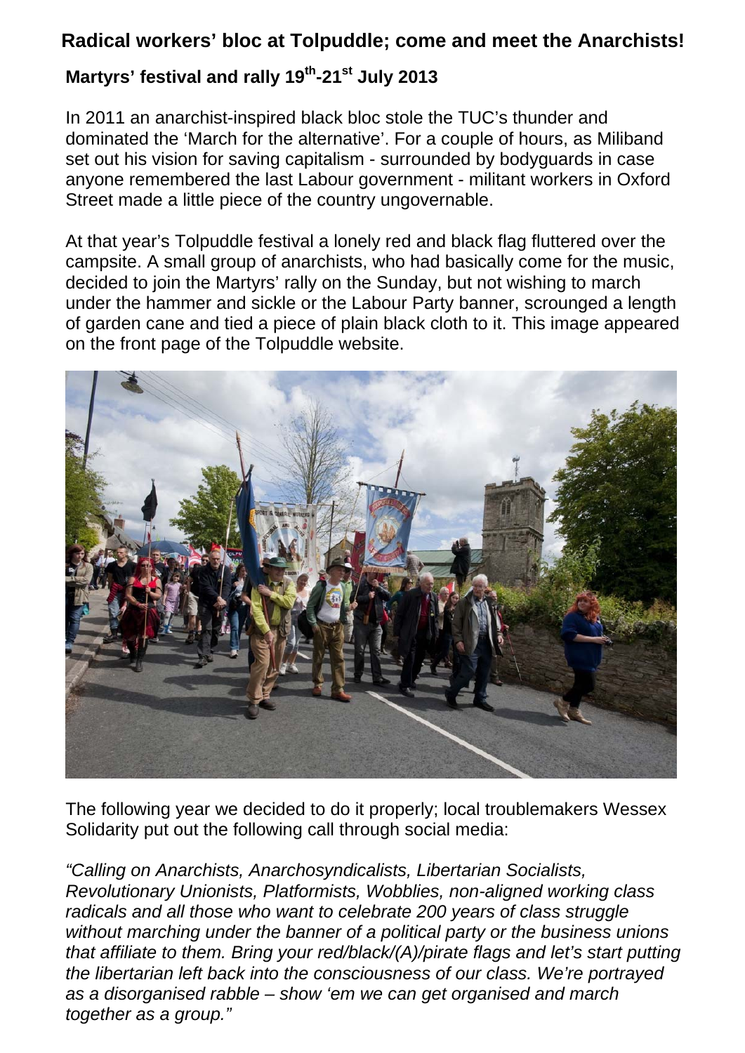## Radical workers' bloc at Tolpuddle; come and meet the Anarchists!

### Martyrs' festival and rally 19th-21st July 2013

In 2011 an anarchist-inspired black bloc stole the TUC's thunder and dominated the 'March for the alternative'. For a couple of hours, as Miliband set out his vision for saving capitalism - surrounded by bodyguards in case anyone remembered the last Labour government - militant workers in Oxford Street made a little piece of the country ungovernable.

At that year's Tolpuddle festival a lonely red and black flag fluttered over the campsite. A small group of anarchists, who had basically come for the music, decided to join the Martyrs' rally on the Sunday, but not wishing to march under the hammer and sickle or the Labour Party banner, scrounged a length of garden cane and tied a piece of plain black cloth to it. This image appeared on the front page of the Tolpuddle website.

The following year we decided to do it properly; local troublemakers Wessex Solidarity put out the following call through social media:

*"Calling on Anarchists, Anarchosyndicalists, Libertarian Socialists, Revolutionary Unionists, Platformists, Wobblies, non-aligned working class radicals and all those who want to celebrate 200 years of class struggle without marching under the banner of a political party or the business unions that affiliate to them. Bring your red/black/(A)/pirate flags and let's start putting the libertarian left back into the consciousness of our class. We're portrayed as a disorganised rabble – show 'em we can get organised and march together as a group."*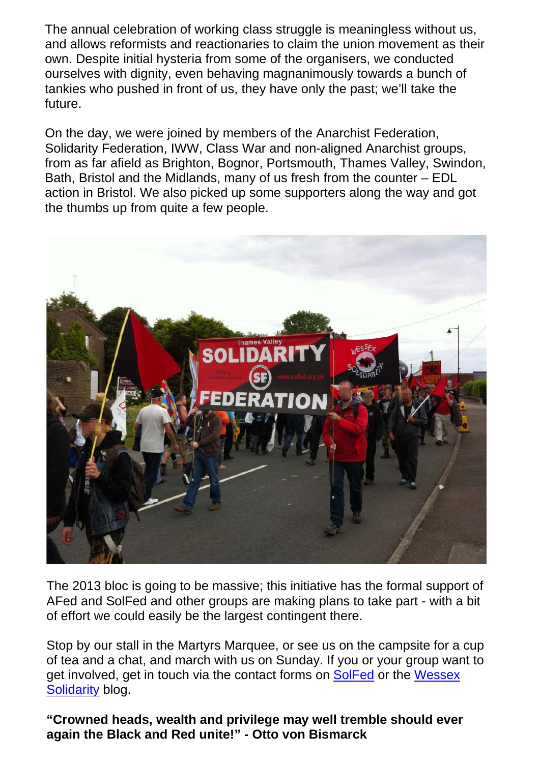The annual celebration of working class struggle is meaningless without us, and allows reformists and reactionaries to claim the union movement as their own. Despite initial hysteria from some of the organisers, we conducted ourselves with dignity, even behaving magnanimously towards a bunch of tankies who pushed in front of us, they have only the past; we'll take the future.

On the day, we were joined by members of the Anarchist Federation, Solidarity Federation, IWW, Class War and non-aligned Anarchist groups, from as far afield as Brighton, Bognor, Portsmouth, Thames Valley, Swindon, Bath, Bristol and the Midlands, many of us fresh from the counter – EDL action in Bristol. We also picked up some supporters along the way and got the thumbs up from quite a few people.

The 2013 bloc is going to be massive; this initiative has the formal support of AFed and SolFed and other groups are making plans to take part - with a bit of effort we could easily be the largest contingent there.

Stop by our stall in the Martyrs Marquee, or see us on the campsite for a cup of tea and a chat, and march with us on Sunday. If you or your group want to get involved, get in touch via the contact forms on SolFed or the Wessex Solidarity blog.

**"Crowned heads, wealth and privilege may well tremble should ever again the Black and Red unite!" - Otto von Bismarck**